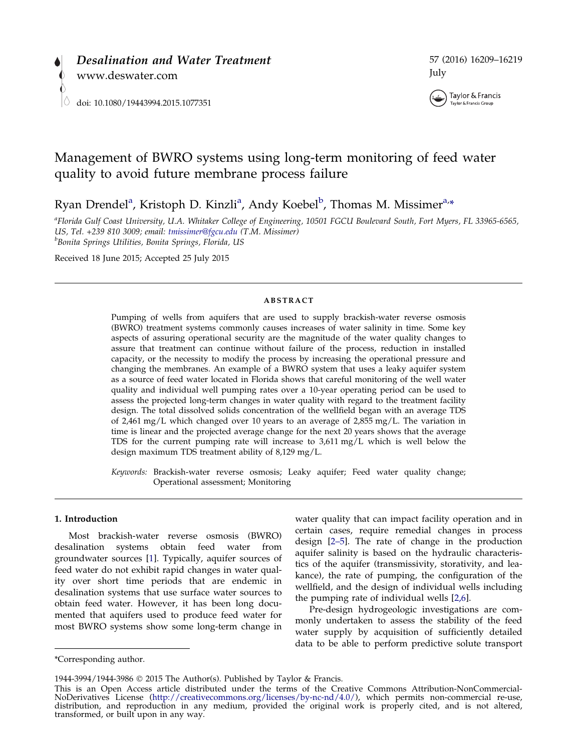# Management of BWRO systems using long-term monitoring of feed water quality to avoid future membrane process failure

Ryan Drendel[a], Kristoph D. Kinzli[a], Andy Koebel[b], Thomas M. Missimer[a,*]

[a]Florida Gulf Coast University, U.A. Whitaker College of Engineering, 10501 FGCU Boulevard South, Fort Myers, FL 33965-6565, US, Tel. +239 810 3009; email: tmissimer@fgcu.edu (T.M. Missimer)
[b]Bonita Springs Utilities, Bonita Springs, Florida, US

Received 18 June 2015; Accepted 25 July 2015

## ABSTRACT

Pumping of wells from aquifers that are used to supply brackish-water reverse osmosis (BWRO) treatment systems commonly causes increases of water salinity in time. Some key aspects of assuring operational security are the magnitude of the water quality changes to assure that treatment can continue without failure of the process, reduction in installed capacity, or the necessity to modify the process by increasing the operational pressure and changing the membranes. An example of a BWRO system that uses a leaky aquifer system as a source of feed water located in Florida shows that careful monitoring of the well water quality and individual well pumping rates over a 10-year operating period can be used to assess the projected long-term changes in water quality with regard to the treatment facility design. The total dissolved solids concentration of the wellfield began with an average TDS of 2,461 mg/L which changed over 10 years to an average of 2,855 mg/L. The variation in time is linear and the projected average change for the next 20 years shows that the average TDS for the current pumping rate will increase to 3,611 mg/L which is well below the design maximum TDS treatment ability of 8,129 mg/L.

*Keywords:* Brackish-water reverse osmosis; Leaky aquifer; Feed water quality change; Operational assessment; Monitoring

## 1. Introduction

Most brackish-water reverse osmosis (BWRO) desalination systems obtain feed water from groundwater sources [1]. Typically, aquifer sources of feed water do not exhibit rapid changes in water quality over short time periods that are endemic in desalination systems that use surface water sources to obtain feed water. However, it has been long documented that aquifers used to produce feed water for most BWRO systems show some long-term change in water quality that can impact facility operation and in certain cases, require remedial changes in process design [2–5]. The rate of change in the production aquifer salinity is based on the hydraulic characteristics of the aquifer (transmissivity, storativity, and leakance), the rate of pumping, the configuration of the wellfield, and the design of individual wells including the pumping rate of individual wells [2,6].

Pre-design hydrogeologic investigations are commonly undertaken to assess the stability of the feed water supply by acquisition of sufficiently detailed data to be able to perform predictive solute transport

*Corresponding author.

1944-3994/1944-3986 © 2015 The Author(s). Published by Taylor & Francis.

This is an Open Access article distributed under the terms of the Creative Commons Attribution-NonCommercial-NoDerivatives License (http://creativecommons.org/licenses/by-nc-nd/4.0/), which permits non-commercial re-use, distribution, and reproduction in any medium, provided the original work is properly cited, and is not altered, transformed, or built upon in any way.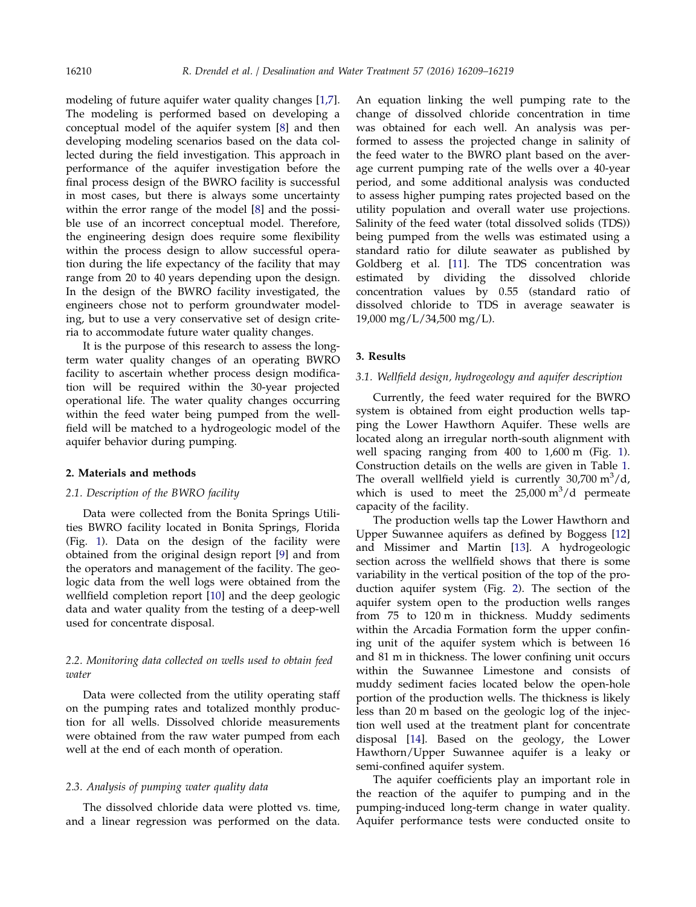modeling of future aquifer water quality changes [1,7]. The modeling is performed based on developing a conceptual model of the aquifer system [8] and then developing modeling scenarios based on the data collected during the field investigation. This approach in performance of the aquifer investigation before the final process design of the BWRO facility is successful in most cases, but there is always some uncertainty within the error range of the model [8] and the possible use of an incorrect conceptual model. Therefore, the engineering design does require some flexibility within the process design to allow successful operation during the life expectancy of the facility that may range from 20 to 40 years depending upon the design. In the design of the BWRO facility investigated, the engineers chose not to perform groundwater modeling, but to use a very conservative set of design criteria to accommodate future water quality changes.

It is the purpose of this research to assess the long-term water quality changes of an operating BWRO facility to ascertain whether process design modification will be required within the 30-year projected operational life. The water quality changes occurring within the feed water being pumped from the wellfield will be matched to a hydrogeologic model of the aquifer behavior during pumping.

## 2. Materials and methods

### 2.1. Description of the BWRO facility

Data were collected from the Bonita Springs Utilities BWRO facility located in Bonita Springs, Florida (Fig. 1). Data on the design of the facility were obtained from the original design report [9] and from the operators and management of the facility. The geologic data from the well logs were obtained from the wellfield completion report [10] and the deep geologic data and water quality from the testing of a deep-well used for concentrate disposal.

### 2.2. Monitoring data collected on wells used to obtain feed water

Data were collected from the utility operating staff on the pumping rates and totalized monthly production for all wells. Dissolved chloride measurements were obtained from the raw water pumped from each well at the end of each month of operation.

### 2.3. Analysis of pumping water quality data

The dissolved chloride data were plotted vs. time, and a linear regression was performed on the data. An equation linking the well pumping rate to the change of dissolved chloride concentration in time was obtained for each well. An analysis was performed to assess the projected change in salinity of the feed water to the BWRO plant based on the average current pumping rate of the wells over a 40-year period, and some additional analysis was conducted to assess higher pumping rates projected based on the utility population and overall water use projections. Salinity of the feed water (total dissolved solids (TDS)) being pumped from the wells was estimated using a standard ratio for dilute seawater as published by Goldberg et al. [11]. The TDS concentration was estimated by dividing the dissolved chloride concentration values by 0.55 (standard ratio of dissolved chloride to TDS in average seawater is 19,000 mg/L/34,500 mg/L).

## 3. Results

### 3.1. Wellfield design, hydrogeology and aquifer description

Currently, the feed water required for the BWRO system is obtained from eight production wells tapping the Lower Hawthorn Aquifer. These wells are located along an irregular north-south alignment with well spacing ranging from 400 to 1,600 m (Fig. 1). Construction details on the wells are given in Table 1. The overall wellfield yield is currently 30,700 $m^3/d$, which is used to meet the 25,000 $m^3/d$ permeate capacity of the facility.

The production wells tap the Lower Hawthorn and Upper Suwannee aquifers as defined by Boggess [12] and Missimer and Martin [13]. A hydrogeologic section across the wellfield shows that there is some variability in the vertical position of the top of the production aquifer system (Fig. 2). The section of the aquifer system open to the production wells ranges from 75 to 120 m in thickness. Muddy sediments within the Arcadia Formation form the upper confining unit of the aquifer system which is between 16 and 81 m in thickness. The lower confining unit occurs within the Suwannee Limestone and consists of muddy sediment facies located below the open-hole portion of the production wells. The thickness is likely less than 20 m based on the geologic log of the injection well used at the treatment plant for concentrate disposal [14]. Based on the geology, the Lower Hawthorn/Upper Suwannee aquifer is a leaky or semi-confined aquifer system.

The aquifer coefficients play an important role in the reaction of the aquifer to pumping and in the pumping-induced long-term change in water quality. Aquifer performance tests were conducted onsite to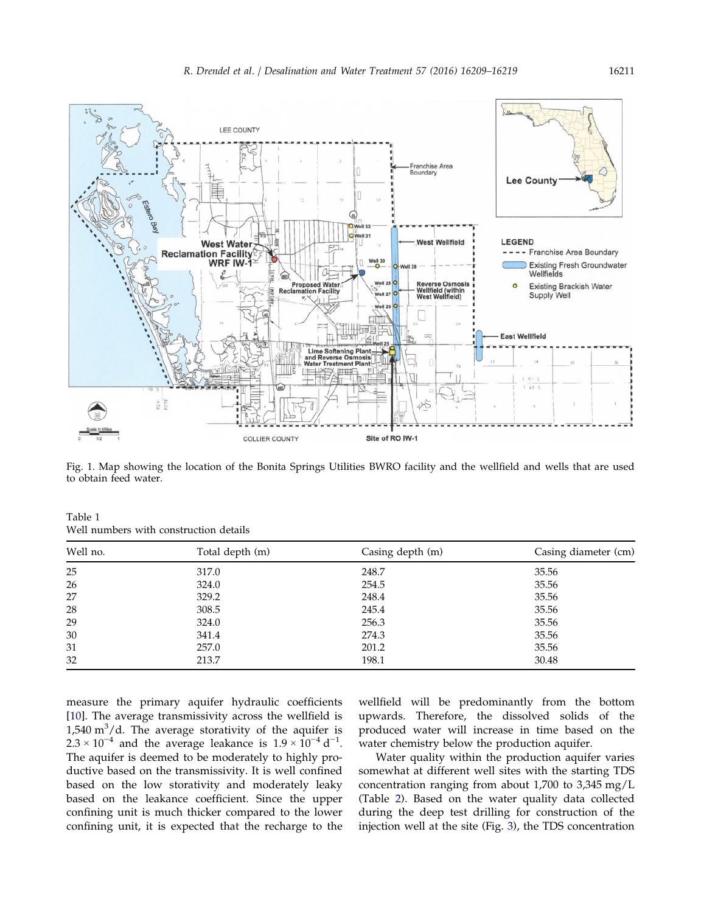Fig. 1. Map showing the location of the Bonita Springs Utilities BWRO facility and the wellfield and wells that are used to obtain feed water.

Table 1
Well numbers with construction details

| Well no. | Total depth (m) | Casing depth (m) | Casing diameter (cm) |
|---|---|---|---|
| 25 | 317.0 | 248.7 | 35.56 |
| 26 | 324.0 | 254.5 | 35.56 |
| 27 | 329.2 | 248.4 | 35.56 |
| 28 | 308.5 | 245.4 | 35.56 |
| 29 | 324.0 | 256.3 | 35.56 |
| 30 | 341.4 | 274.3 | 35.56 |
| 31 | 257.0 | 201.2 | 35.56 |
| 32 | 213.7 | 198.1 | 30.48 |

measure the primary aquifer hydraulic coefficients [10]. The average transmissivity across the wellfield is 1,540 $m^3/d$. The average storativity of the aquifer is $2.3 \times 10^{-4}$ and the average leakance is $1.9 \times 10^{-4}\ d^{-1}$. The aquifer is deemed to be moderately to highly productive based on the transmissivity. It is well confined based on the low storativity and moderately leaky based on the leakance coefficient. Since the upper confining unit is much thicker compared to the lower confining unit, it is expected that the recharge to the wellfield will be predominantly from the bottom upwards. Therefore, the dissolved solids of the produced water will increase in time based on the water chemistry below the production aquifer.

Water quality within the production aquifer varies somewhat at different well sites with the starting TDS concentration ranging from about 1,700 to 3,345 mg/L (Table 2). Based on the water quality data collected during the deep test drilling for construction of the injection well at the site (Fig. 3), the TDS concentration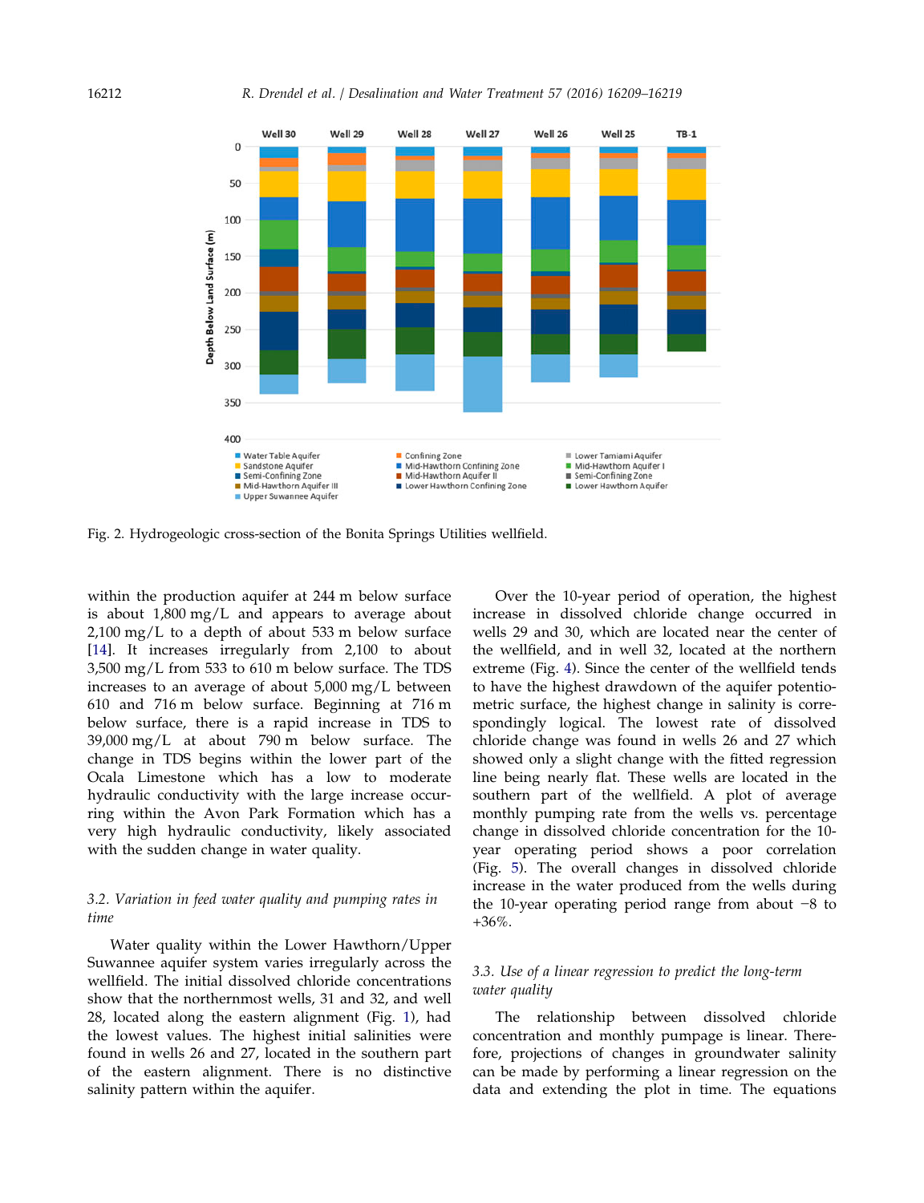Fig. 2. Hydrogeologic cross-section of the Bonita Springs Utilities wellfield.

within the production aquifer at 244 m below surface is about 1,800 mg/L and appears to average about 2,100 mg/L to a depth of about 533 m below surface [14]. It increases irregularly from 2,100 to about 3,500 mg/L from 533 to 610 m below surface. The TDS increases to an average of about 5,000 mg/L between 610 and 716 m below surface. Beginning at 716 m below surface, there is a rapid increase in TDS to 39,000 mg/L at about 790 m below surface. The change in TDS begins within the lower part of the Ocala Limestone which has a low to moderate hydraulic conductivity with the large increase occurring within the Avon Park Formation which has a very high hydraulic conductivity, likely associated with the sudden change in water quality.

### 3.2. Variation in feed water quality and pumping rates in time

Water quality within the Lower Hawthorn/Upper Suwannee aquifer system varies irregularly across the wellfield. The initial dissolved chloride concentrations show that the northernmost wells, 31 and 32, and well 28, located along the eastern alignment (Fig. 1), had the lowest values. The highest initial salinities were found in wells 26 and 27, located in the southern part of the eastern alignment. There is no distinctive salinity pattern within the aquifer.

Over the 10-year period of operation, the highest increase in dissolved chloride change occurred in wells 29 and 30, which are located near the center of the wellfield, and in well 32, located at the northern extreme (Fig. 4). Since the center of the wellfield tends to have the highest drawdown of the aquifer potentiometric surface, the highest change in salinity is correspondingly logical. The lowest rate of dissolved chloride change was found in wells 26 and 27 which showed only a slight change with the fitted regression line being nearly flat. These wells are located in the southern part of the wellfield. A plot of average monthly pumping rate from the wells vs. percentage change in dissolved chloride concentration for the 10-year operating period shows a poor correlation (Fig. 5). The overall changes in dissolved chloride increase in the water produced from the wells during the 10-year operating period range from about −8 to +36%.

### 3.3. Use of a linear regression to predict the long-term water quality

The relationship between dissolved chloride concentration and monthly pumpage is linear. Therefore, projections of changes in groundwater salinity can be made by performing a linear regression on the data and extending the plot in time. The equations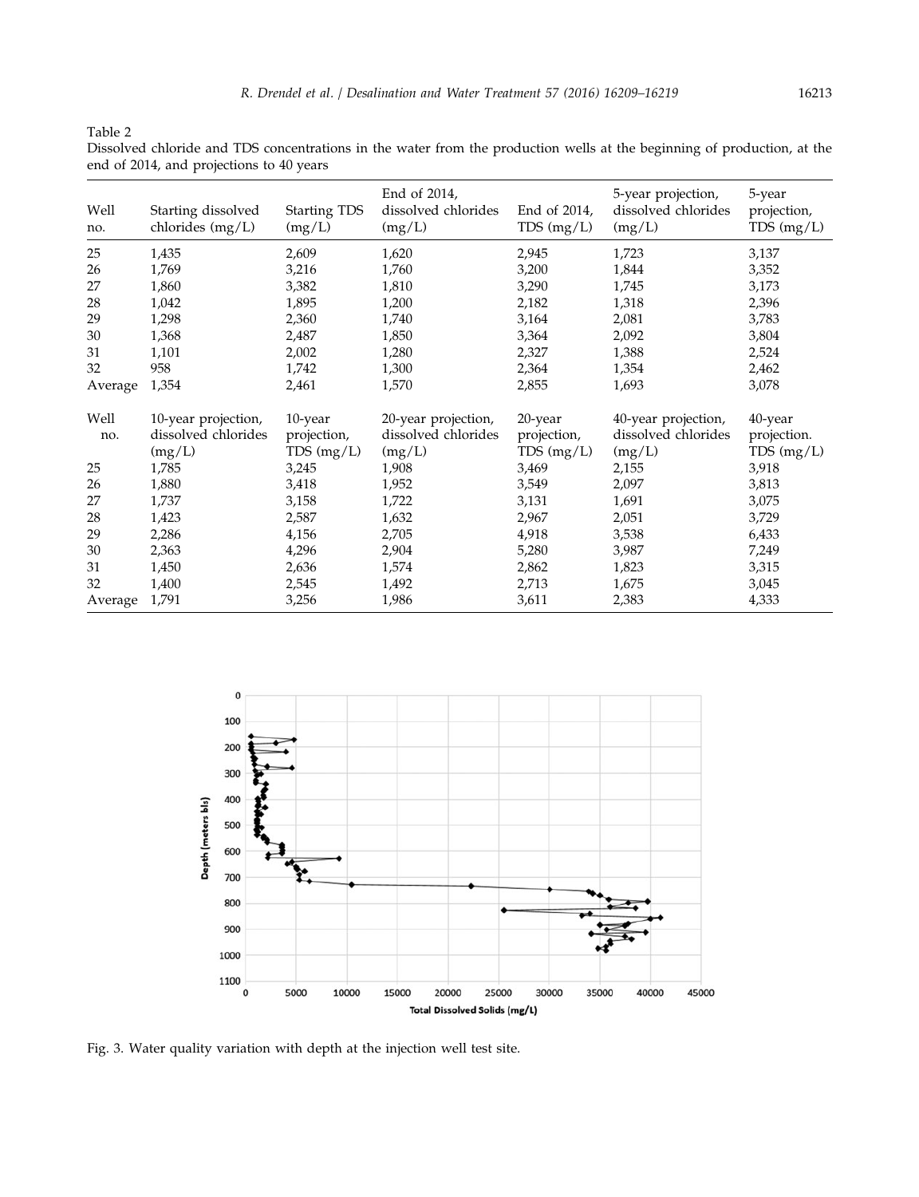Table 2

Dissolved chloride and TDS concentrations in the water from the production wells at the beginning of production, at the end of 2014, and projections to 40 years

| Well no. | Starting dissolved chlorides (mg/L) | Starting TDS (mg/L) | End of 2014, dissolved chlorides (mg/L) | End of 2014, TDS (mg/L) | 5-year projection, dissolved chlorides (mg/L) | 5-year projection, TDS (mg/L) |
|---|---|---|---|---|---|---|
| 25 | 1,435 | 2,609 | 1,620 | 2,945 | 1,723 | 3,137 |
| 26 | 1,769 | 3,216 | 1,760 | 3,200 | 1,844 | 3,352 |
| 27 | 1,860 | 3,382 | 1,810 | 3,290 | 1,745 | 3,173 |
| 28 | 1,042 | 1,895 | 1,200 | 2,182 | 1,318 | 2,396 |
| 29 | 1,298 | 2,360 | 1,740 | 3,164 | 2,081 | 3,783 |
| 30 | 1,368 | 2,487 | 1,850 | 3,364 | 2,092 | 3,804 |
| 31 | 1,101 | 2,002 | 1,280 | 2,327 | 1,388 | 2,524 |
| 32 | 958 | 1,742 | 1,300 | 2,364 | 1,354 | 2,462 |
| Average | 1,354 | 2,461 | 1,570 | 2,855 | 1,693 | 3,078 |
| **Well no.** | **10-year projection, dissolved chlorides (mg/L)** | **10-year projection, TDS (mg/L)** | **20-year projection, dissolved chlorides (mg/L)** | **20-year projection, TDS (mg/L)** | **40-year projection, dissolved chlorides (mg/L)** | **40-year projection. TDS (mg/L)** |
| 25 | 1,785 | 3,245 | 1,908 | 3,469 | 2,155 | 3,918 |
| 26 | 1,880 | 3,418 | 1,952 | 3,549 | 2,097 | 3,813 |
| 27 | 1,737 | 3,158 | 1,722 | 3,131 | 1,691 | 3,075 |
| 28 | 1,423 | 2,587 | 1,632 | 2,967 | 2,051 | 3,729 |
| 29 | 2,286 | 4,156 | 2,705 | 4,918 | 3,538 | 6,433 |
| 30 | 2,363 | 4,296 | 2,904 | 5,280 | 3,987 | 7,249 |
| 31 | 1,450 | 2,636 | 1,574 | 2,862 | 1,823 | 3,315 |
| 32 | 1,400 | 2,545 | 1,492 | 2,713 | 1,675 | 3,045 |
| Average | 1,791 | 3,256 | 1,986 | 3,611 | 2,383 | 4,333 |

Fig. 3. Water quality variation with depth at the injection well test site.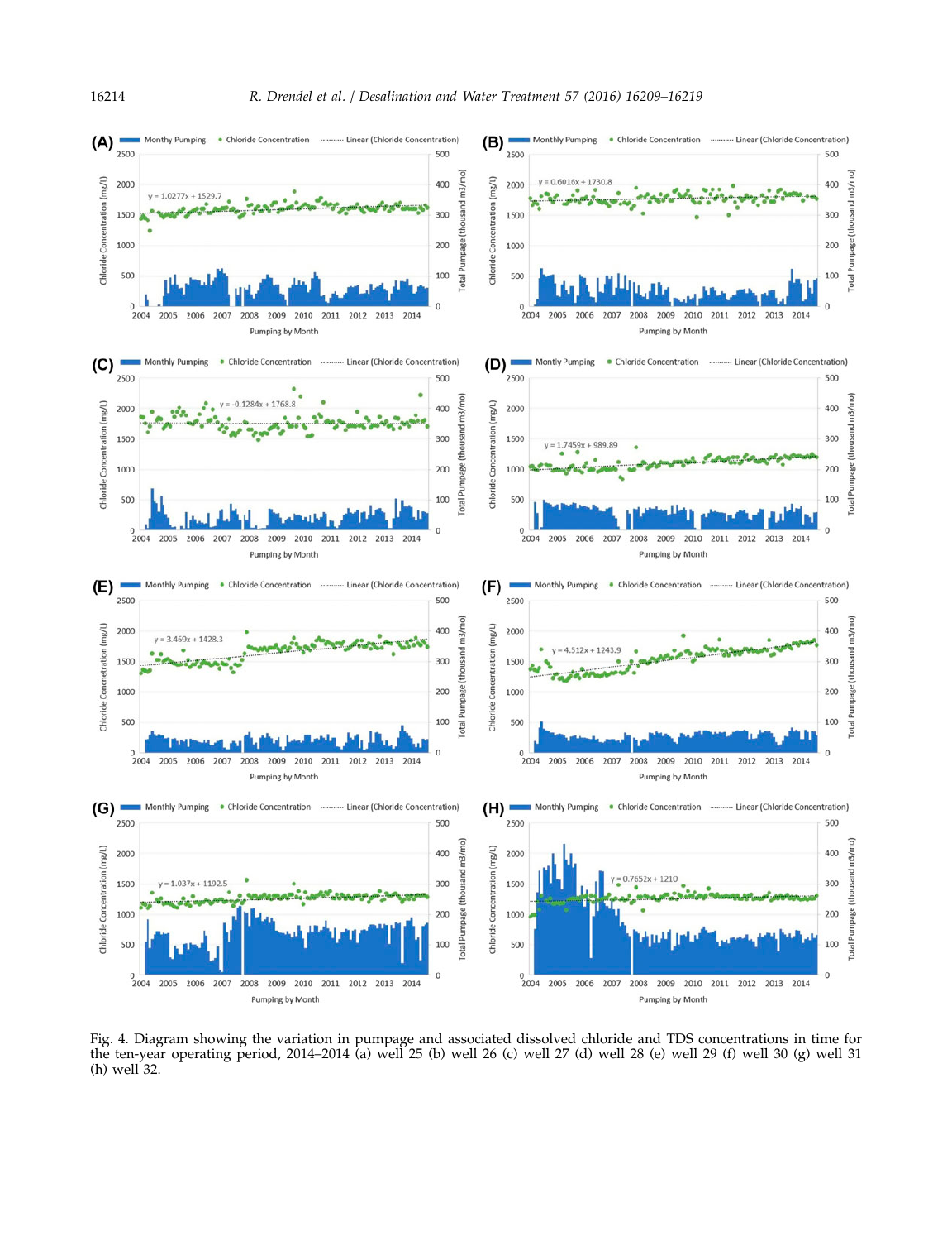Fig. 4. Diagram showing the variation in pumpage and associated dissolved chloride and TDS concentrations in time for the ten-year operating period, 2014–2014 (a) well 25 (b) well 26 (c) well 27 (d) well 28 (e) well 29 (f) well 30 (g) well 31 (h) well 32.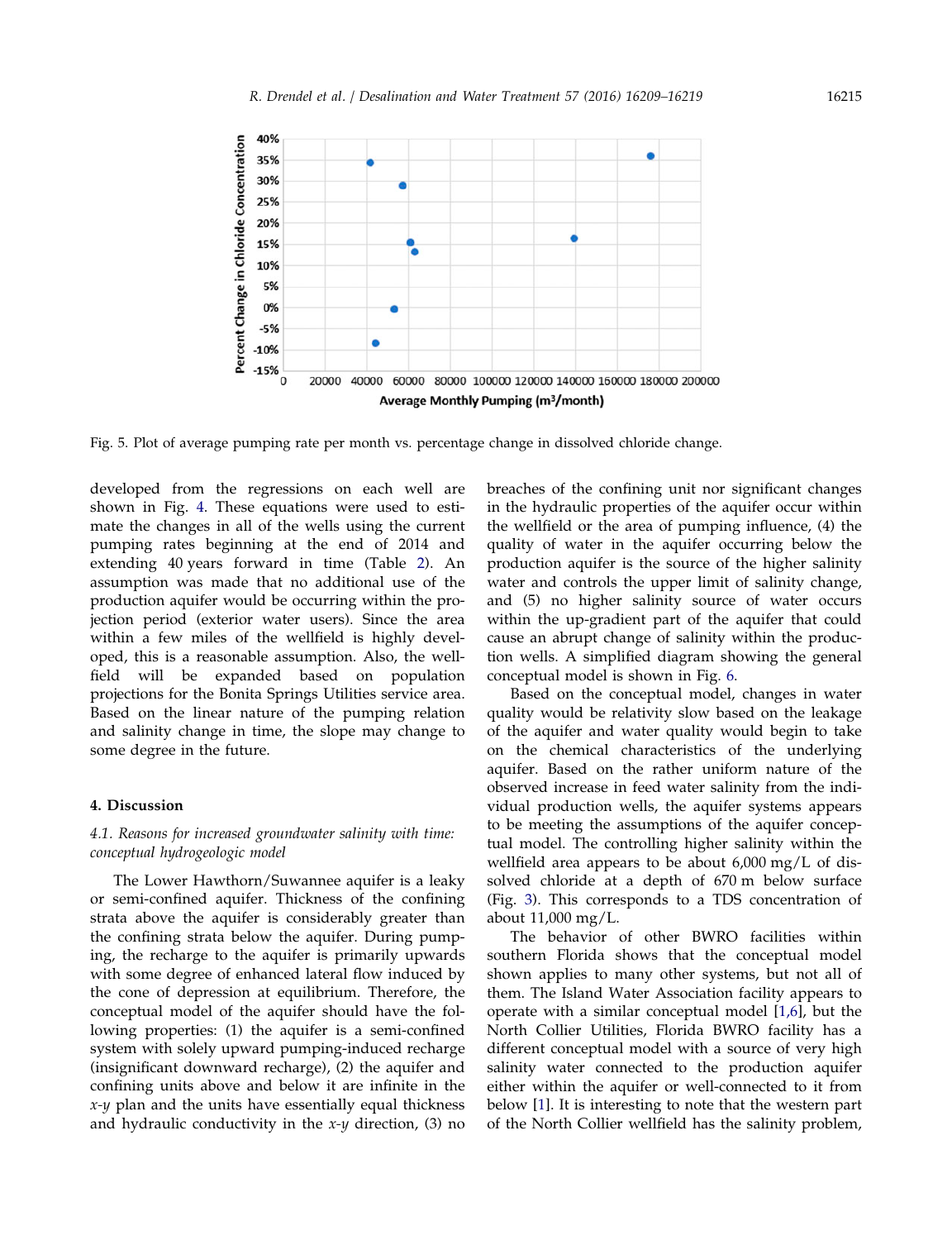Fig. 5. Plot of average pumping rate per month vs. percentage change in dissolved chloride change.

developed from the regressions on each well are shown in Fig. 4. These equations were used to estimate the changes in all of the wells using the current pumping rates beginning at the end of 2014 and extending 40 years forward in time (Table 2). An assumption was made that no additional use of the production aquifer would be occurring within the projection period (exterior water users). Since the area within a few miles of the wellfield is highly developed, this is a reasonable assumption. Also, the wellfield will be expanded based on population projections for the Bonita Springs Utilities service area. Based on the linear nature of the pumping relation and salinity change in time, the slope may change to some degree in the future.

## 4. Discussion

### *4.1. Reasons for increased groundwater salinity with time: conceptual hydrogeologic model*

The Lower Hawthorn/Suwannee aquifer is a leaky or semi-confined aquifer. Thickness of the confining strata above the aquifer is considerably greater than the confining strata below the aquifer. During pumping, the recharge to the aquifer is primarily upwards with some degree of enhanced lateral flow induced by the cone of depression at equilibrium. Therefore, the conceptual model of the aquifer should have the following properties: (1) the aquifer is a semi-confined system with solely upward pumping-induced recharge (insignificant downward recharge), (2) the aquifer and confining units above and below it are infinite in the $x$-$y$ plan and the units have essentially equal thickness and hydraulic conductivity in the $x$-$y$ direction, (3) no breaches of the confining unit nor significant changes in the hydraulic properties of the aquifer occur within the wellfield or the area of pumping influence, (4) the quality of water in the aquifer occurring below the production aquifer is the source of the higher salinity water and controls the upper limit of salinity change, and (5) no higher salinity source of water occurs within the up-gradient part of the aquifer that could cause an abrupt change of salinity within the production wells. A simplified diagram showing the general conceptual model is shown in Fig. 6.

Based on the conceptual model, changes in water quality would be relativity slow based on the leakage of the aquifer and water quality would begin to take on the chemical characteristics of the underlying aquifer. Based on the rather uniform nature of the observed increase in feed water salinity from the individual production wells, the aquifer systems appears to be meeting the assumptions of the aquifer conceptual model. The controlling higher salinity within the wellfield area appears to be about 6,000 mg/L of dissolved chloride at a depth of 670 m below surface (Fig. 3). This corresponds to a TDS concentration of about 11,000 mg/L.

The behavior of other BWRO facilities within southern Florida shows that the conceptual model shown applies to many other systems, but not all of them. The Island Water Association facility appears to operate with a similar conceptual model [1,6], but the North Collier Utilities, Florida BWRO facility has a different conceptual model with a source of very high salinity water connected to the production aquifer either within the aquifer or well-connected to it from below [1]. It is interesting to note that the western part of the North Collier wellfield has the salinity problem,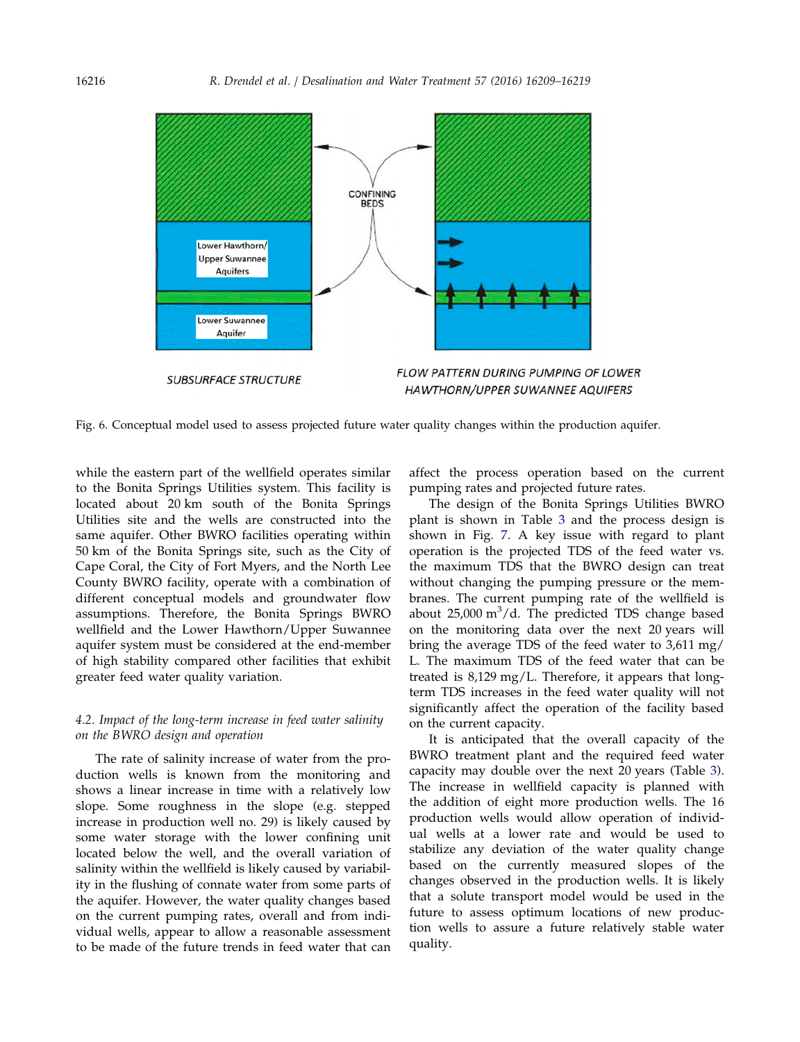Fig. 6. Conceptual model used to assess projected future water quality changes within the production aquifer.

while the eastern part of the wellfield operates similar to the Bonita Springs Utilities system. This facility is located about 20 km south of the Bonita Springs Utilities site and the wells are constructed into the same aquifer. Other BWRO facilities operating within 50 km of the Bonita Springs site, such as the City of Cape Coral, the City of Fort Myers, and the North Lee County BWRO facility, operate with a combination of different conceptual models and groundwater flow assumptions. Therefore, the Bonita Springs BWRO wellfield and the Lower Hawthorn/Upper Suwannee aquifer system must be considered at the end-member of high stability compared other facilities that exhibit greater feed water quality variation.

### 4.2. Impact of the long-term increase in feed water salinity on the BWRO design and operation

The rate of salinity increase of water from the production wells is known from the monitoring and shows a linear increase in time with a relatively low slope. Some roughness in the slope (e.g. stepped increase in production well no. 29) is likely caused by some water storage with the lower confining unit located below the well, and the overall variation of salinity within the wellfield is likely caused by variability in the flushing of connate water from some parts of the aquifer. However, the water quality changes based on the current pumping rates, overall and from individual wells, appear to allow a reasonable assessment to be made of the future trends in feed water that can affect the process operation based on the current pumping rates and projected future rates.

The design of the Bonita Springs Utilities BWRO plant is shown in Table 3 and the process design is shown in Fig. 7. A key issue with regard to plant operation is the projected TDS of the feed water vs. the maximum TDS that the BWRO design can treat without changing the pumping pressure or the membranes. The current pumping rate of the wellfield is about 25,000 $m^3$/d. The predicted TDS change based on the monitoring data over the next 20 years will bring the average TDS of the feed water to 3,611 mg/L. The maximum TDS of the feed water that can be treated is 8,129 mg/L. Therefore, it appears that long-term TDS increases in the feed water quality will not significantly affect the operation of the facility based on the current capacity.

It is anticipated that the overall capacity of the BWRO treatment plant and the required feed water capacity may double over the next 20 years (Table 3). The increase in wellfield capacity is planned with the addition of eight more production wells. The 16 production wells would allow operation of individual wells at a lower rate and would be used to stabilize any deviation of the water quality change based on the currently measured slopes of the changes observed in the production wells. It is likely that a solute transport model would be used in the future to assess optimum locations of new production wells to assure a future relatively stable water quality.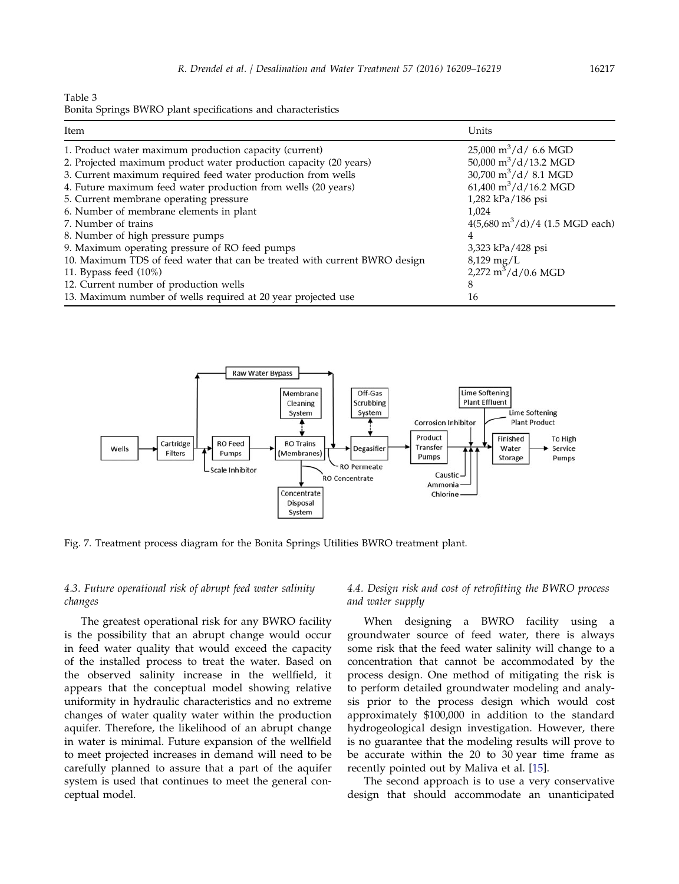Table 3
Bonita Springs BWRO plant specifications and characteristics

| Item | Units |
|---|---|
| 1. Product water maximum production capacity (current) | 25,000 $m^3$/d/ 6.6 MGD |
| 2. Projected maximum product water production capacity (20 years) | 50,000 $m^3$/d/13.2 MGD |
| 3. Current maximum required feed water production from wells | 30,700 $m^3$/d/ 8.1 MGD |
| 4. Future maximum feed water production from wells (20 years) | 61,400 $m^3$/d/16.2 MGD |
| 5. Current membrane operating pressure | 1,282 kPa/186 psi |
| 6. Number of membrane elements in plant | 1,024 |
| 7. Number of trains | 4(5,680 $m^3$/d)/4 (1.5 MGD each) |
| 8. Number of high pressure pumps | 4 |
| 9. Maximum operating pressure of RO feed pumps | 3,323 kPa/428 psi |
| 10. Maximum TDS of feed water that can be treated with current BWRO design | 8,129 mg/L |
| 11. Bypass feed (10%) | 2,272 $m^3$/d/0.6 MGD |
| 12. Current number of production wells | 8 |
| 13. Maximum number of wells required at 20 year projected use | 16 |

Fig. 7. Treatment process diagram for the Bonita Springs Utilities BWRO treatment plant.

### 4.3. Future operational risk of abrupt feed water salinity changes

The greatest operational risk for any BWRO facility is the possibility that an abrupt change would occur in feed water quality that would exceed the capacity of the installed process to treat the water. Based on the observed salinity increase in the wellfield, it appears that the conceptual model showing relative uniformity in hydraulic characteristics and no extreme changes of water quality water within the production aquifer. Therefore, the likelihood of an abrupt change in water is minimal. Future expansion of the wellfield to meet projected increases in demand will need to be carefully planned to assure that a part of the aquifer system is used that continues to meet the general conceptual model.

### 4.4. Design risk and cost of retrofitting the BWRO process and water supply

When designing a BWRO facility using a groundwater source of feed water, there is always some risk that the feed water salinity will change to a concentration that cannot be accommodated by the process design. One method of mitigating the risk is to perform detailed groundwater modeling and analysis prior to the process design which would cost approximately $100,000 in addition to the standard hydrogeological design investigation. However, there is no guarantee that the modeling results will prove to be accurate within the 20 to 30 year time frame as recently pointed out by Maliva et al. [15].

The second approach is to use a very conservative design that should accommodate an unanticipated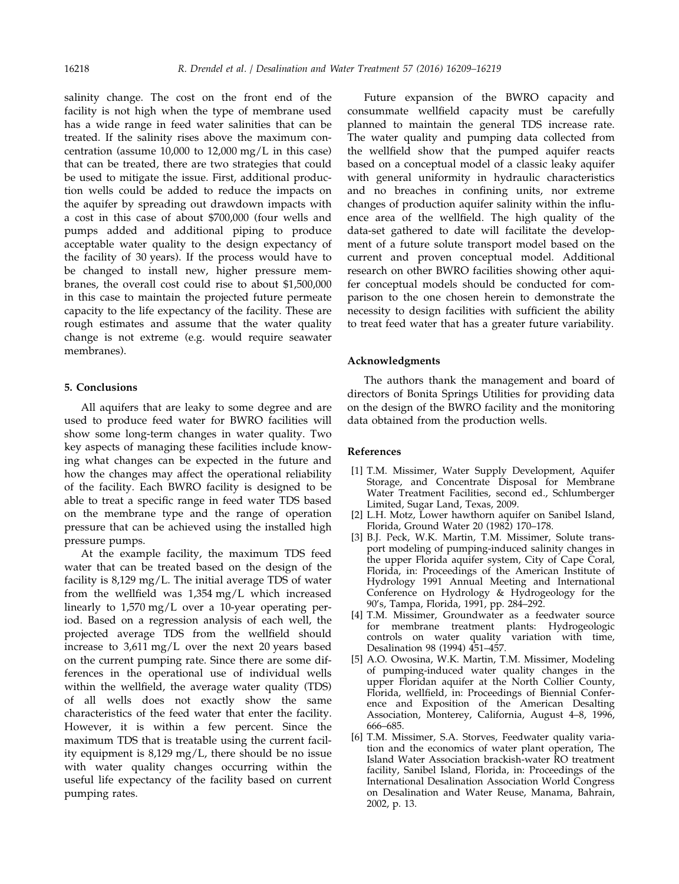salinity change. The cost on the front end of the facility is not high when the type of membrane used has a wide range in feed water salinities that can be treated. If the salinity rises above the maximum concentration (assume 10,000 to 12,000 mg/L in this case) that can be treated, there are two strategies that could be used to mitigate the issue. First, additional production wells could be added to reduce the impacts on the aquifer by spreading out drawdown impacts with a cost in this case of about $700,000 (four wells and pumps added and additional piping to produce acceptable water quality to the design expectancy of the facility of 30 years). If the process would have to be changed to install new, higher pressure membranes, the overall cost could rise to about $1,500,000 in this case to maintain the projected future permeate capacity to the life expectancy of the facility. These are rough estimates and assume that the water quality change is not extreme (e.g. would require seawater membranes).

## 5. Conclusions

All aquifers that are leaky to some degree and are used to produce feed water for BWRO facilities will show some long-term changes in water quality. Two key aspects of managing these facilities include knowing what changes can be expected in the future and how the changes may affect the operational reliability of the facility. Each BWRO facility is designed to be able to treat a specific range in feed water TDS based on the membrane type and the range of operation pressure that can be achieved using the installed high pressure pumps.

At the example facility, the maximum TDS feed water that can be treated based on the design of the facility is 8,129 mg/L. The initial average TDS of water from the wellfield was 1,354 mg/L which increased linearly to 1,570 mg/L over a 10-year operating period. Based on a regression analysis of each well, the projected average TDS from the wellfield should increase to 3,611 mg/L over the next 20 years based on the current pumping rate. Since there are some differences in the operational use of individual wells within the wellfield, the average water quality (TDS) of all wells does not exactly show the same characteristics of the feed water that enter the facility. However, it is within a few percent. Since the maximum TDS that is treatable using the current facility equipment is 8,129 mg/L, there should be no issue with water quality changes occurring within the useful life expectancy of the facility based on current pumping rates.

Future expansion of the BWRO capacity and consummate wellfield capacity must be carefully planned to maintain the general TDS increase rate. The water quality and pumping data collected from the wellfield show that the pumped aquifer reacts based on a conceptual model of a classic leaky aquifer with general uniformity in hydraulic characteristics and no breaches in confining units, nor extreme changes of production aquifer salinity within the influence area of the wellfield. The high quality of the data-set gathered to date will facilitate the development of a future solute transport model based on the current and proven conceptual model. Additional research on other BWRO facilities showing other aquifer conceptual models should be conducted for comparison to the one chosen herein to demonstrate the necessity to design facilities with sufficient the ability to treat feed water that has a greater future variability.

## Acknowledgments

The authors thank the management and board of directors of Bonita Springs Utilities for providing data on the design of the BWRO facility and the monitoring data obtained from the production wells.

## References

[1] T.M. Missimer, Water Supply Development, Aquifer Storage, and Concentrate Disposal for Membrane Water Treatment Facilities, second ed., Schlumberger Limited, Sugar Land, Texas, 2009.

[2] L.H. Motz, Lower hawthorn aquifer on Sanibel Island, Florida, Ground Water 20 (1982) 170–178.

[3] B.J. Peck, W.K. Martin, T.M. Missimer, Solute transport modeling of pumping-induced salinity changes in the upper Florida aquifer system, City of Cape Coral, Florida, in: Proceedings of the American Institute of Hydrology 1991 Annual Meeting and International Conference on Hydrology & Hydrogeology for the 90's, Tampa, Florida, 1991, pp. 284–292.

[4] T.M. Missimer, Groundwater as a feedwater source for membrane treatment plants: Hydrogeologic controls on water quality variation with time, Desalination 98 (1994) 451–457.

[5] A.O. Owosina, W.K. Martin, T.M. Missimer, Modeling of pumping-induced water quality changes in the upper Floridan aquifer at the North Collier County, Florida, wellfield, in: Proceedings of Biennial Conference and Exposition of the American Desalting Association, Monterey, California, August 4–8, 1996, 666–685.

[6] T.M. Missimer, S.A. Storves, Feedwater quality variation and the economics of water plant operation, The Island Water Association brackish-water RO treatment facility, Sanibel Island, Florida, in: Proceedings of the International Desalination Association World Congress on Desalination and Water Reuse, Manama, Bahrain, 2002, p. 13.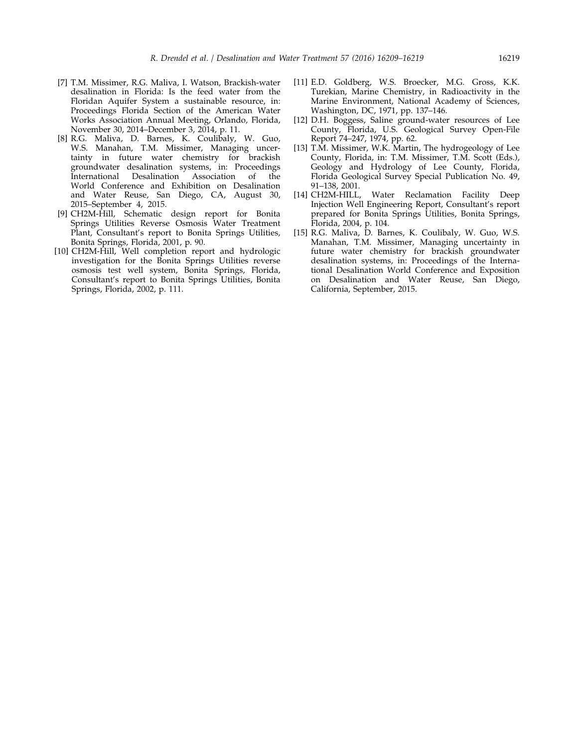[7] T.M. Missimer, R.G. Maliva, I. Watson, Brackish-water desalination in Florida: Is the feed water from the Floridan Aquifer System a sustainable resource, in: Proceedings Florida Section of the American Water Works Association Annual Meeting, Orlando, Florida, November 30, 2014–December 3, 2014, p. 11.

[8] R.G. Maliva, D. Barnes, K. Coulibaly, W. Guo, W.S. Manahan, T.M. Missimer, Managing uncertainty in future water chemistry for brackish groundwater desalination systems, in: Proceedings International Desalination Association of the World Conference and Exhibition on Desalination and Water Reuse, San Diego, CA, August 30, 2015–September 4, 2015.

[9] CH2M-Hill, Schematic design report for Bonita Springs Utilities Reverse Osmosis Water Treatment Plant, Consultant's report to Bonita Springs Utilities, Bonita Springs, Florida, 2001, p. 90.

[10] CH2M-Hill, Well completion report and hydrologic investigation for the Bonita Springs Utilities reverse osmosis test well system, Bonita Springs, Florida, Consultant's report to Bonita Springs Utilities, Bonita Springs, Florida, 2002, p. 111.

[11] E.D. Goldberg, W.S. Broecker, M.G. Gross, K.K. Turekian, Marine Chemistry, in Radioactivity in the Marine Environment, National Academy of Sciences, Washington, DC, 1971, pp. 137–146.

[12] D.H. Boggess, Saline ground-water resources of Lee County, Florida, U.S. Geological Survey Open-File Report 74–247, 1974, pp. 62.

[13] T.M. Missimer, W.K. Martin, The hydrogeology of Lee County, Florida, in: T.M. Missimer, T.M. Scott (Eds.), Geology and Hydrology of Lee County, Florida, Florida Geological Survey Special Publication No. 49, 91–138, 2001.

[14] CH2M-HILL, Water Reclamation Facility Deep Injection Well Engineering Report, Consultant's report prepared for Bonita Springs Utilities, Bonita Springs, Florida, 2004, p. 104.

[15] R.G. Maliva, D. Barnes, K. Coulibaly, W. Guo, W.S. Manahan, T.M. Missimer, Managing uncertainty in future water chemistry for brackish groundwater desalination systems, in: Proceedings of the International Desalination World Conference and Exposition on Desalination and Water Reuse, San Diego, California, September, 2015.